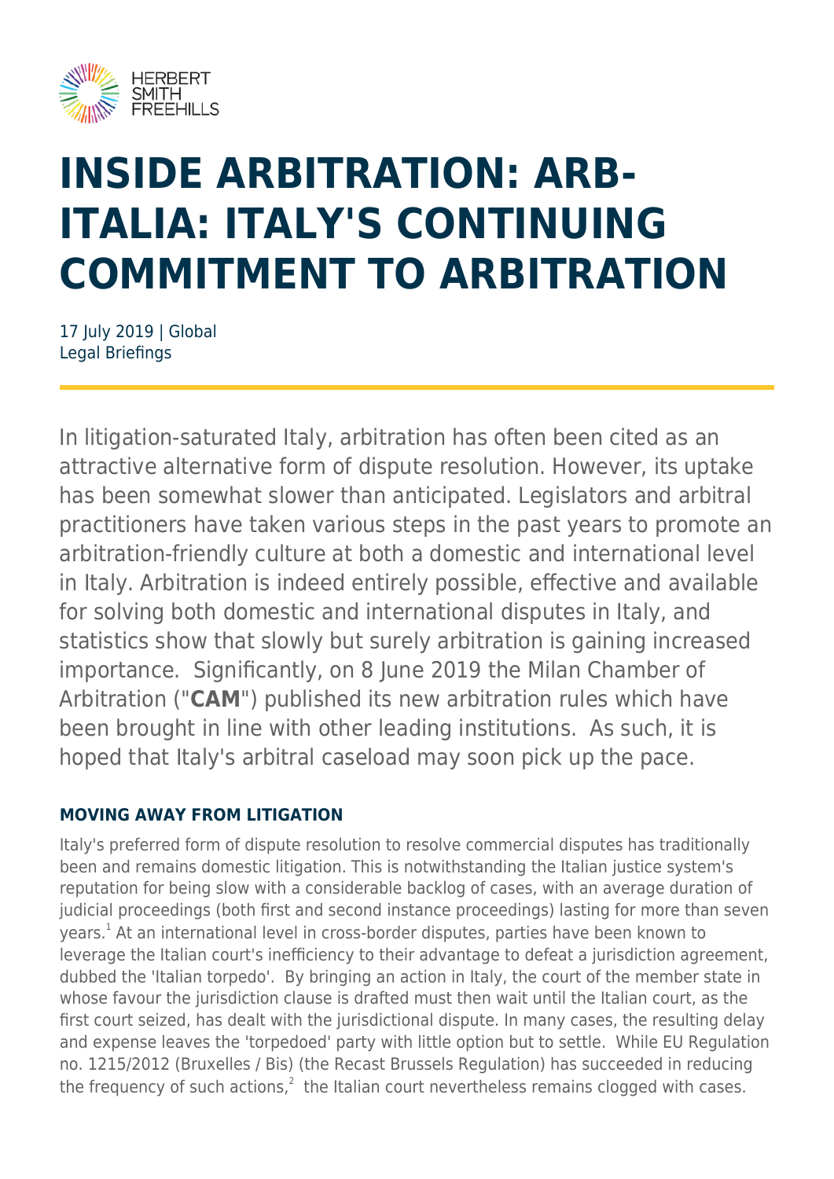# INSIDE ARBITRATION: ARB-ITALIA: ITALY'S CONTINUING COMMITMENT TO ARBITRATION

17 July 2019 | Global
Legal Briefings

In litigation-saturated Italy, arbitration has often been cited as an attractive alternative form of dispute resolution. However, its uptake has been somewhat slower than anticipated. Legislators and arbitral practitioners have taken various steps in the past years to promote an arbitration-friendly culture at both a domestic and international level in Italy. Arbitration is indeed entirely possible, effective and available for solving both domestic and international disputes in Italy, and statistics show that slowly but surely arbitration is gaining increased importance. Significantly, on 8 June 2019 the Milan Chamber of Arbitration ("**CAM**") published its new arbitration rules which have been brought in line with other leading institutions. As such, it is hoped that Italy's arbitral caseload may soon pick up the pace.

## MOVING AWAY FROM LITIGATION

Italy's preferred form of dispute resolution to resolve commercial disputes has traditionally been and remains domestic litigation. This is notwithstanding the Italian justice system's reputation for being slow with a considerable backlog of cases, with an average duration of judicial proceedings (both first and second instance proceedings) lasting for more than seven years.[1] At an international level in cross-border disputes, parties have been known to leverage the Italian court's inefficiency to their advantage to defeat a jurisdiction agreement, dubbed the 'Italian torpedo'. By bringing an action in Italy, the court of the member state in whose favour the jurisdiction clause is drafted must then wait until the Italian court, as the first court seized, has dealt with the jurisdictional dispute. In many cases, the resulting delay and expense leaves the 'torpedoed' party with little option but to settle. While EU Regulation no. 1215/2012 (Bruxelles / Bis) (the Recast Brussels Regulation) has succeeded in reducing the frequency of such actions,[2] the Italian court nevertheless remains clogged with cases.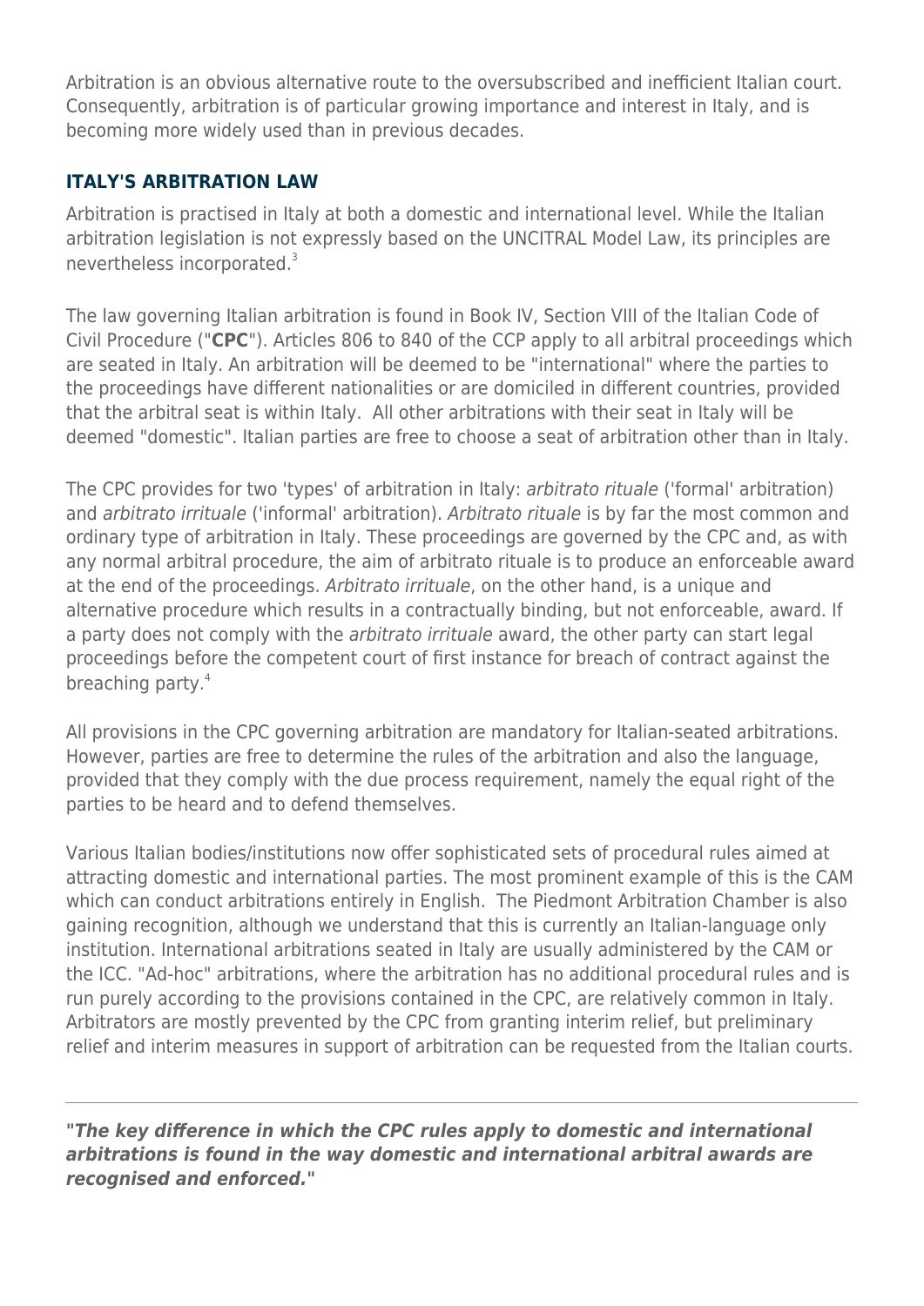Arbitration is an obvious alternative route to the oversubscribed and inefficient Italian court. Consequently, arbitration is of particular growing importance and interest in Italy, and is becoming more widely used than in previous decades.

## ITALY'S ARBITRATION LAW

Arbitration is practised in Italy at both a domestic and international level. While the Italian arbitration legislation is not expressly based on the UNCITRAL Model Law, its principles are nevertheless incorporated.[3]

The law governing Italian arbitration is found in Book IV, Section VIII of the Italian Code of Civil Procedure ("**CPC**"). Articles 806 to 840 of the CCP apply to all arbitral proceedings which are seated in Italy. An arbitration will be deemed to be "international" where the parties to the proceedings have different nationalities or are domiciled in different countries, provided that the arbitral seat is within Italy. All other arbitrations with their seat in Italy will be deemed "domestic". Italian parties are free to choose a seat of arbitration other than in Italy.

The CPC provides for two 'types' of arbitration in Italy: *arbitrato rituale* ('formal' arbitration) and *arbitrato irrituale* ('informal' arbitration). *Arbitrato rituale* is by far the most common and ordinary type of arbitration in Italy. These proceedings are governed by the CPC and, as with any normal arbitral procedure, the aim of arbitrato rituale is to produce an enforceable award at the end of the proceedings. *Arbitrato irrituale*, on the other hand, is a unique and alternative procedure which results in a contractually binding, but not enforceable, award. If a party does not comply with the *arbitrato irrituale* award, the other party can start legal proceedings before the competent court of first instance for breach of contract against the breaching party.[4]

All provisions in the CPC governing arbitration are mandatory for Italian-seated arbitrations. However, parties are free to determine the rules of the arbitration and also the language, provided that they comply with the due process requirement, namely the equal right of the parties to be heard and to defend themselves.

Various Italian bodies/institutions now offer sophisticated sets of procedural rules aimed at attracting domestic and international parties. The most prominent example of this is the CAM which can conduct arbitrations entirely in English. The Piedmont Arbitration Chamber is also gaining recognition, although we understand that this is currently an Italian-language only institution. International arbitrations seated in Italy are usually administered by the CAM or the ICC. "Ad-hoc" arbitrations, where the arbitration has no additional procedural rules and is run purely according to the provisions contained in the CPC, are relatively common in Italy. Arbitrators are mostly prevented by the CPC from granting interim relief, but preliminary relief and interim measures in support of arbitration can be requested from the Italian courts.

---

***"The key difference in which the CPC rules apply to domestic and international arbitrations is found in the way domestic and international arbitral awards are recognised and enforced."***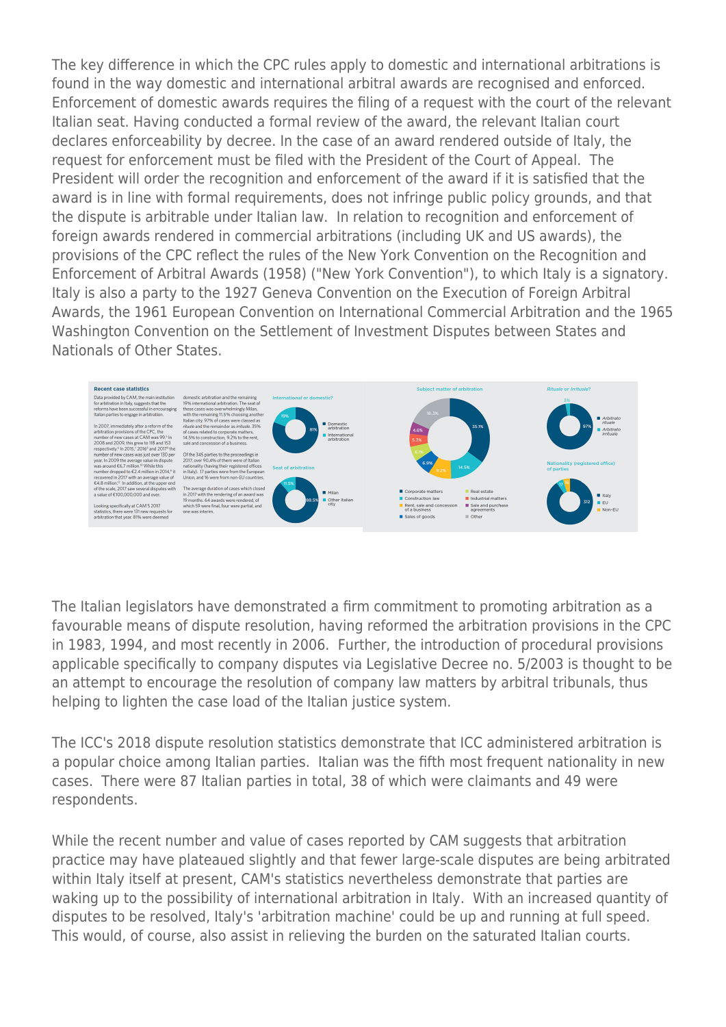The key difference in which the CPC rules apply to domestic and international arbitrations is found in the way domestic and international arbitral awards are recognised and enforced. Enforcement of domestic awards requires the filing of a request with the court of the relevant Italian seat. Having conducted a formal review of the award, the relevant Italian court declares enforceability by decree. In the case of an award rendered outside of Italy, the request for enforcement must be filed with the President of the Court of Appeal. The President will order the recognition and enforcement of the award if it is satisfied that the award is in line with formal requirements, does not infringe public policy grounds, and that the dispute is arbitrable under Italian law. In relation to recognition and enforcement of foreign awards rendered in commercial arbitrations (including UK and US awards), the provisions of the CPC reflect the rules of the New York Convention on the Recognition and Enforcement of Arbitral Awards (1958) ("New York Convention"), to which Italy is a signatory. Italy is also a party to the 1927 Geneva Convention on the Execution of Foreign Arbitral Awards, the 1961 European Convention on International Commercial Arbitration and the 1965 Washington Convention on the Settlement of Investment Disputes between States and Nationals of Other States.

**Recent case statistics**

Data provided by CAM, the main institution for arbitration in Italy, suggests that the reforms have been successful in encouraging Italian parties to engage in arbitration.

In 2007, immediately after a reform of the arbitration provisions of the CPC, the number of new cases at CAM was 99. In 2008 and 2009, this grew to 118 and 153 respectively. In 2015, 2016 and 2017 the number of new cases was just over 130 per year. In 2009 the average value in dispute was around €6.7 million. While this number dropped to €2.4 million in 2014, it recovered in 2017 with an average value of €4.8 million. In addition, at the upper end of the scale, 2017 saw several disputes with a value of €100,000,000 and over.

Looking specifically at CAM'S 2017 statistics, there were 131 new requests for arbitration that year. 81% were deemed domestic arbitration and the remaining 19% international arbitration. The seat of these cases was overwhelmingly Milan, with the remaining 11.5% choosing another Italian city. 97% of cases were classed as *rituale* and the remainder as *irrituale*. 35% of cases related to corporate matters, 14.5% to construction, 9.2% to the rent, sale and concession of a business.

Of the 345 parties to the proceedings in 2017, over 90.4% of them were of Italian nationality (having their registered offices in Italy). 17 parties were from the European Union, and 16 were from non-EU countries.

The average duration of cases which closed in 2017 with the rendering of an award was 19 months. 64 awards were rendered, of which 59 were final, four were partial, and one was interim.

*International or domestic?* — Domestic arbitration 81%; International arbitration 19%

*Seat of arbitration* — Milan 88.5%; Other Italian city 11.5%

*Subject matter of arbitration* — Corporate matters 35.1%; Construction law 14.5%; Rent, sale and concession of a business 9.2%; Sales of goods 6.9%; Real estate 6.1%; Industrial matters 5.3%; Sale and purchase agreements 4.6%; Other 18.3%

*Rituale or Irrituale?* — Arbitrato rituale 97%; Arbitrato irrituale 3%

*Nationality (registered office) of parties* — Italy 312; EU 17; Non-EU 16

The Italian legislators have demonstrated a firm commitment to promoting arbitration as a favourable means of dispute resolution, having reformed the arbitration provisions in the CPC in 1983, 1994, and most recently in 2006. Further, the introduction of procedural provisions applicable specifically to company disputes via Legislative Decree no. 5/2003 is thought to be an attempt to encourage the resolution of company law matters by arbitral tribunals, thus helping to lighten the case load of the Italian justice system.

The ICC's 2018 dispute resolution statistics demonstrate that ICC administered arbitration is a popular choice among Italian parties. Italian was the fifth most frequent nationality in new cases. There were 87 Italian parties in total, 38 of which were claimants and 49 were respondents.

While the recent number and value of cases reported by CAM suggests that arbitration practice may have plateaued slightly and that fewer large-scale disputes are being arbitrated within Italy itself at present, CAM's statistics nevertheless demonstrate that parties are waking up to the possibility of international arbitration in Italy. With an increased quantity of disputes to be resolved, Italy's 'arbitration machine' could be up and running at full speed. This would, of course, also assist in relieving the burden on the saturated Italian courts.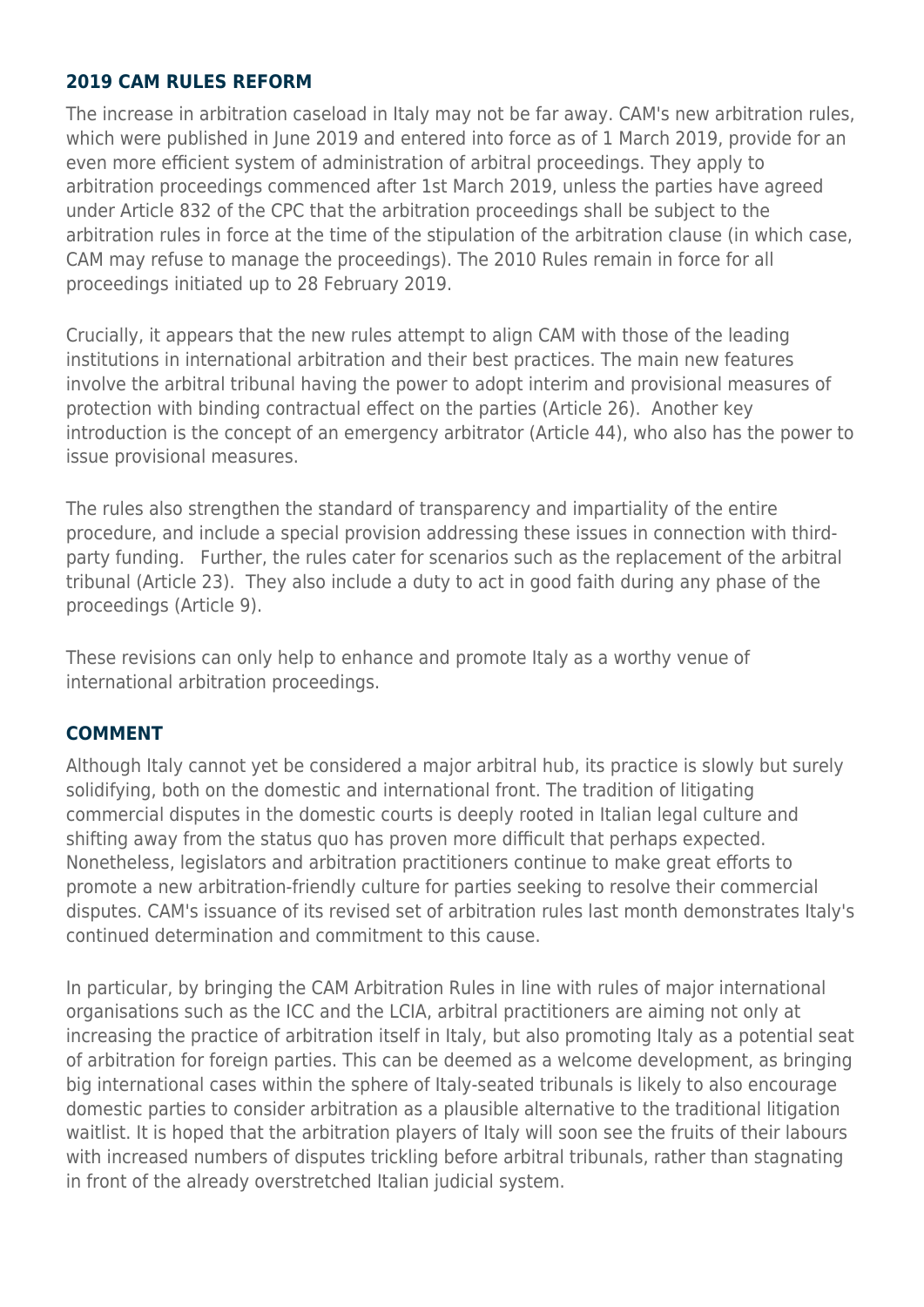## 2019 CAM RULES REFORM

The increase in arbitration caseload in Italy may not be far away. CAM's new arbitration rules, which were published in June 2019 and entered into force as of 1 March 2019, provide for an even more efficient system of administration of arbitral proceedings. They apply to arbitration proceedings commenced after 1st March 2019, unless the parties have agreed under Article 832 of the CPC that the arbitration proceedings shall be subject to the arbitration rules in force at the time of the stipulation of the arbitration clause (in which case, CAM may refuse to manage the proceedings). The 2010 Rules remain in force for all proceedings initiated up to 28 February 2019.

Crucially, it appears that the new rules attempt to align CAM with those of the leading institutions in international arbitration and their best practices. The main new features involve the arbitral tribunal having the power to adopt interim and provisional measures of protection with binding contractual effect on the parties (Article 26). Another key introduction is the concept of an emergency arbitrator (Article 44), who also has the power to issue provisional measures.

The rules also strengthen the standard of transparency and impartiality of the entire procedure, and include a special provision addressing these issues in connection with third-party funding. Further, the rules cater for scenarios such as the replacement of the arbitral tribunal (Article 23). They also include a duty to act in good faith during any phase of the proceedings (Article 9).

These revisions can only help to enhance and promote Italy as a worthy venue of international arbitration proceedings.

## COMMENT

Although Italy cannot yet be considered a major arbitral hub, its practice is slowly but surely solidifying, both on the domestic and international front. The tradition of litigating commercial disputes in the domestic courts is deeply rooted in Italian legal culture and shifting away from the status quo has proven more difficult that perhaps expected. Nonetheless, legislators and arbitration practitioners continue to make great efforts to promote a new arbitration-friendly culture for parties seeking to resolve their commercial disputes. CAM's issuance of its revised set of arbitration rules last month demonstrates Italy's continued determination and commitment to this cause.

In particular, by bringing the CAM Arbitration Rules in line with rules of major international organisations such as the ICC and the LCIA, arbitral practitioners are aiming not only at increasing the practice of arbitration itself in Italy, but also promoting Italy as a potential seat of arbitration for foreign parties. This can be deemed as a welcome development, as bringing big international cases within the sphere of Italy-seated tribunals is likely to also encourage domestic parties to consider arbitration as a plausible alternative to the traditional litigation waitlist. It is hoped that the arbitration players of Italy will soon see the fruits of their labours with increased numbers of disputes trickling before arbitral tribunals, rather than stagnating in front of the already overstretched Italian judicial system.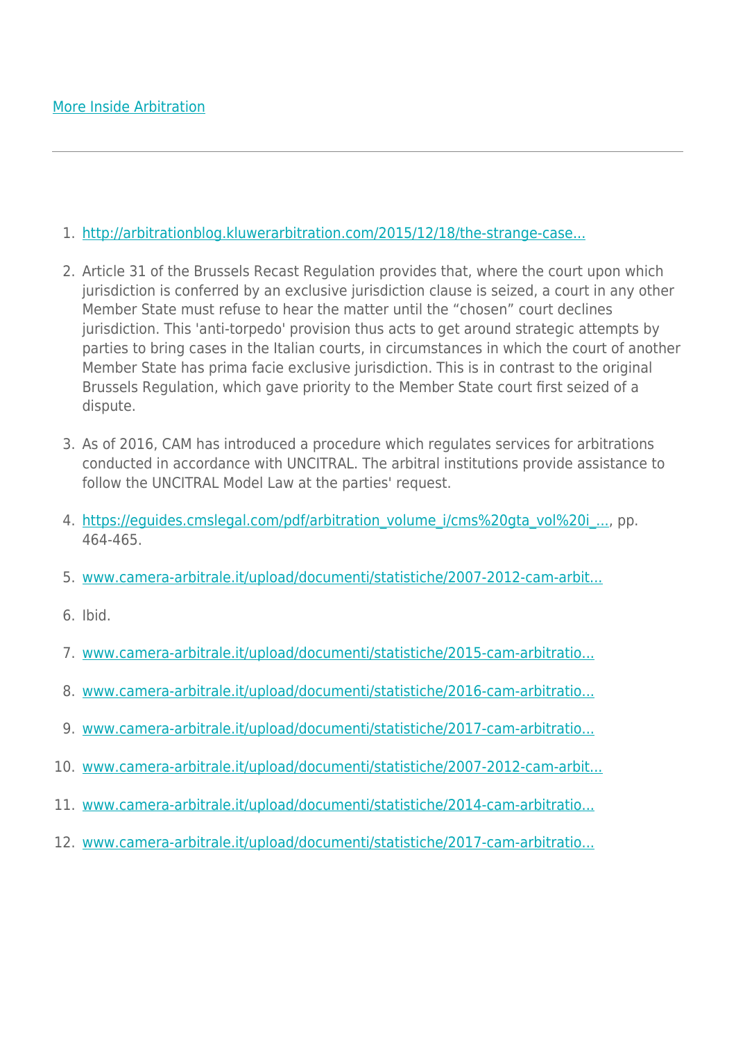[More Inside Arbitration](More Inside Arbitration)

---

1. http://arbitrationblog.kluwerarbitration.com/2015/12/18/the-strange-case...
2. Article 31 of the Brussels Recast Regulation provides that, where the court upon which jurisdiction is conferred by an exclusive jurisdiction clause is seized, a court in any other Member State must refuse to hear the matter until the "chosen" court declines jurisdiction. This 'anti-torpedo' provision thus acts to get around strategic attempts by parties to bring cases in the Italian courts, in circumstances in which the court of another Member State has prima facie exclusive jurisdiction. This is in contrast to the original Brussels Regulation, which gave priority to the Member State court first seized of a dispute.
3. As of 2016, CAM has introduced a procedure which regulates services for arbitrations conducted in accordance with UNCITRAL. The arbitral institutions provide assistance to follow the UNCITRAL Model Law at the parties' request.
4. https://eguides.cmslegal.com/pdf/arbitration_volume_i/cms%20gta_vol%20i_..., pp. 464-465.
5. www.camera-arbitrale.it/upload/documenti/statistiche/2007-2012-cam-arbit...
6. Ibid.
7. www.camera-arbitrale.it/upload/documenti/statistiche/2015-cam-arbitratio...
8. www.camera-arbitrale.it/upload/documenti/statistiche/2016-cam-arbitratio...
9. www.camera-arbitrale.it/upload/documenti/statistiche/2017-cam-arbitratio...
10. www.camera-arbitrale.it/upload/documenti/statistiche/2007-2012-cam-arbit...
11. www.camera-arbitrale.it/upload/documenti/statistiche/2014-cam-arbitratio...
12. www.camera-arbitrale.it/upload/documenti/statistiche/2017-cam-arbitratio...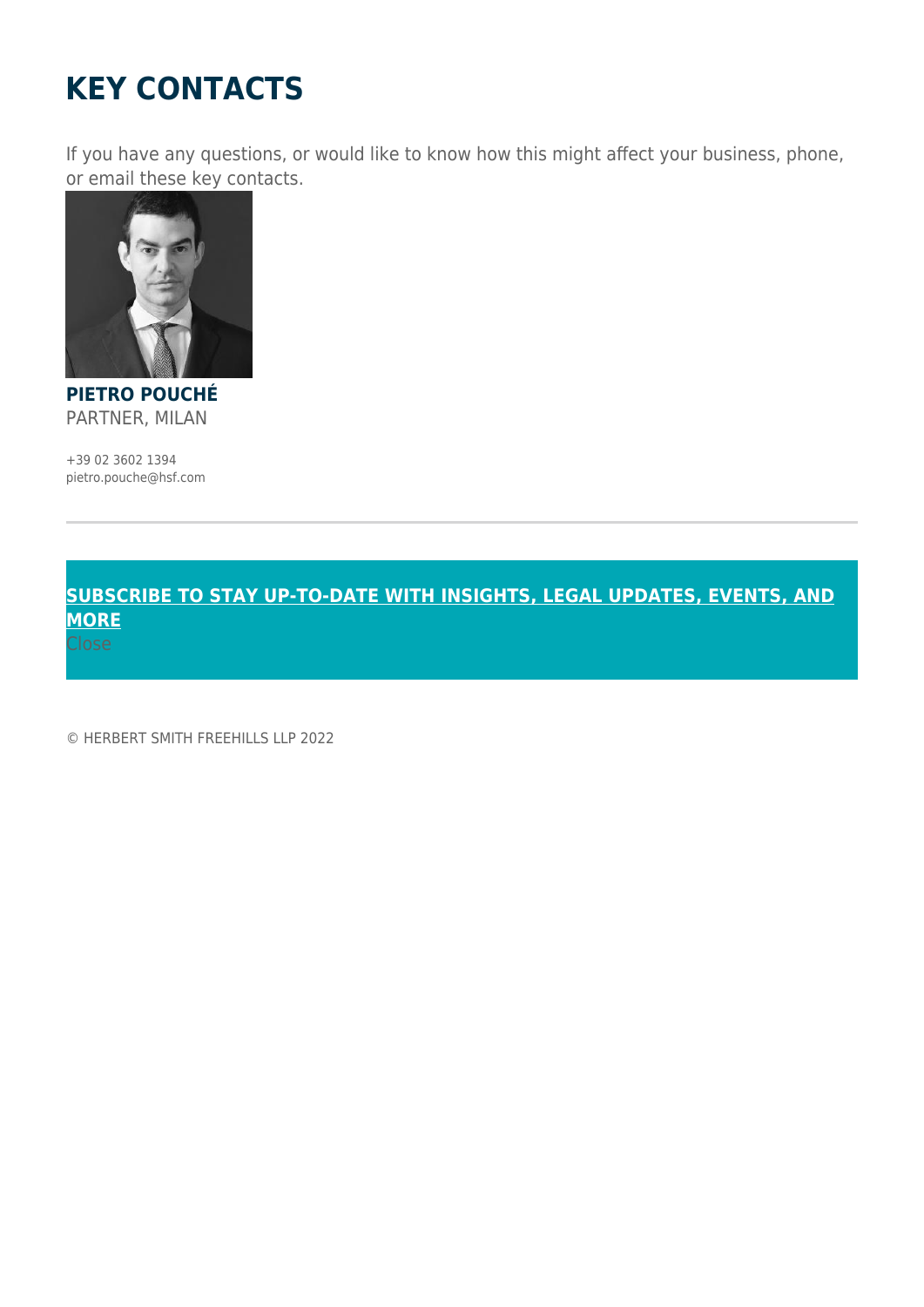# KEY CONTACTS

If you have any questions, or would like to know how this might affect your business, phone, or email these key contacts.

**PIETRO POUCHÉ**
PARTNER, MILAN

+39 02 3602 1394
pietro.pouche@hsf.com

---

**SUBSCRIBE TO STAY UP-TO-DATE WITH INSIGHTS, LEGAL UPDATES, EVENTS, AND MORE**
Close

© HERBERT SMITH FREEHILLS LLP 2022